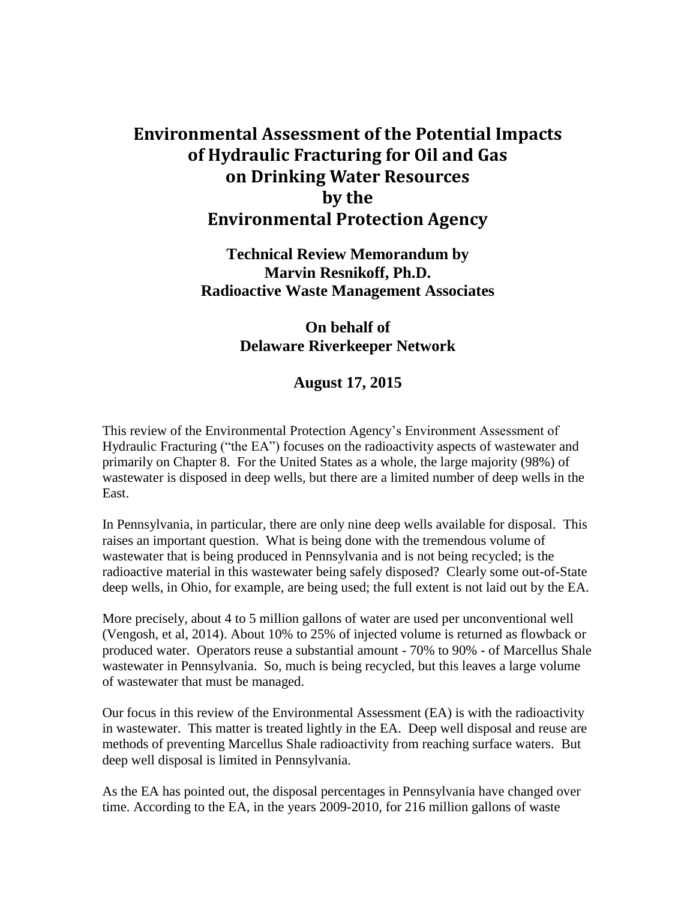# Environmental Assessment of the Potential Impacts of Hydraulic Fracturing for Oil and Gas on Drinking Water Resources by the Environmental Protection Agency

**Technical Review Memorandum by**
**Marvin Resnikoff, Ph.D.**
**Radioactive Waste Management Associates**

**On behalf of**
**Delaware Riverkeeper Network**

**August 17, 2015**

This review of the Environmental Protection Agency's Environment Assessment of Hydraulic Fracturing ("the EA") focuses on the radioactivity aspects of wastewater and primarily on Chapter 8. For the United States as a whole, the large majority (98%) of wastewater is disposed in deep wells, but there are a limited number of deep wells in the East.

In Pennsylvania, in particular, there are only nine deep wells available for disposal. This raises an important question. What is being done with the tremendous volume of wastewater that is being produced in Pennsylvania and is not being recycled; is the radioactive material in this wastewater being safely disposed? Clearly some out-of-State deep wells, in Ohio, for example, are being used; the full extent is not laid out by the EA.

More precisely, about 4 to 5 million gallons of water are used per unconventional well (Vengosh, et al, 2014). About 10% to 25% of injected volume is returned as flowback or produced water. Operators reuse a substantial amount - 70% to 90% - of Marcellus Shale wastewater in Pennsylvania. So, much is being recycled, but this leaves a large volume of wastewater that must be managed.

Our focus in this review of the Environmental Assessment (EA) is with the radioactivity in wastewater. This matter is treated lightly in the EA. Deep well disposal and reuse are methods of preventing Marcellus Shale radioactivity from reaching surface waters. But deep well disposal is limited in Pennsylvania.

As the EA has pointed out, the disposal percentages in Pennsylvania have changed over time. According to the EA, in the years 2009-2010, for 216 million gallons of waste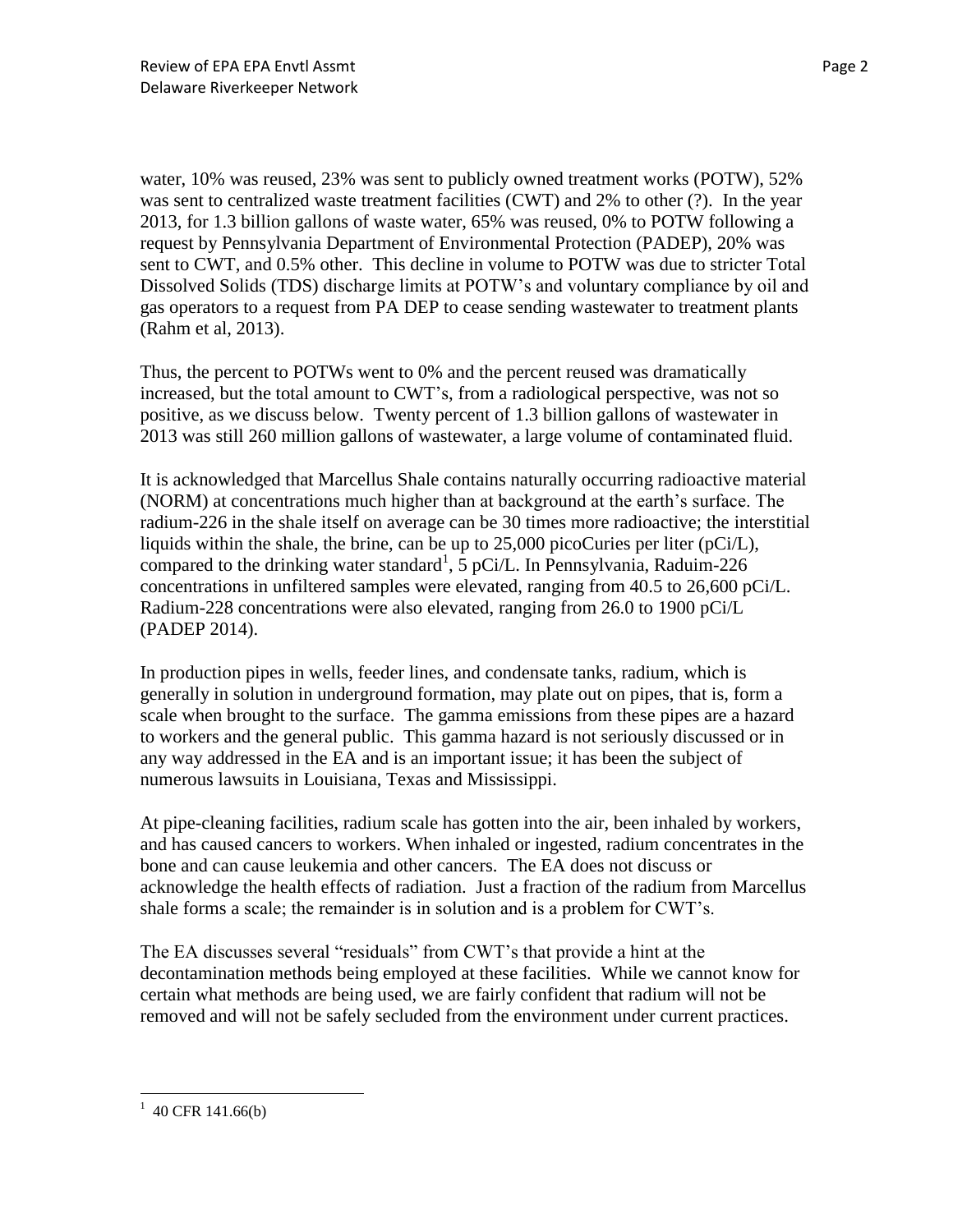water, 10% was reused, 23% was sent to publicly owned treatment works (POTW), 52% was sent to centralized waste treatment facilities (CWT) and 2% to other (?). In the year 2013, for 1.3 billion gallons of waste water, 65% was reused, 0% to POTW following a request by Pennsylvania Department of Environmental Protection (PADEP), 20% was sent to CWT, and 0.5% other. This decline in volume to POTW was due to stricter Total Dissolved Solids (TDS) discharge limits at POTW's and voluntary compliance by oil and gas operators to a request from PA DEP to cease sending wastewater to treatment plants (Rahm et al, 2013).

Thus, the percent to POTWs went to 0% and the percent reused was dramatically increased, but the total amount to CWT's, from a radiological perspective, was not so positive, as we discuss below. Twenty percent of 1.3 billion gallons of wastewater in 2013 was still 260 million gallons of wastewater, a large volume of contaminated fluid.

It is acknowledged that Marcellus Shale contains naturally occurring radioactive material (NORM) at concentrations much higher than at background at the earth's surface. The radium-226 in the shale itself on average can be 30 times more radioactive; the interstitial liquids within the shale, the brine, can be up to 25,000 picoCuries per liter (pCi/L), compared to the drinking water standard[1], 5 pCi/L. In Pennsylvania, Raduim-226 concentrations in unfiltered samples were elevated, ranging from 40.5 to 26,600 pCi/L. Radium-228 concentrations were also elevated, ranging from 26.0 to 1900 pCi/L (PADEP 2014).

In production pipes in wells, feeder lines, and condensate tanks, radium, which is generally in solution in underground formation, may plate out on pipes, that is, form a scale when brought to the surface. The gamma emissions from these pipes are a hazard to workers and the general public. This gamma hazard is not seriously discussed or in any way addressed in the EA and is an important issue; it has been the subject of numerous lawsuits in Louisiana, Texas and Mississippi.

At pipe-cleaning facilities, radium scale has gotten into the air, been inhaled by workers, and has caused cancers to workers. When inhaled or ingested, radium concentrates in the bone and can cause leukemia and other cancers. The EA does not discuss or acknowledge the health effects of radiation. Just a fraction of the radium from Marcellus shale forms a scale; the remainder is in solution and is a problem for CWT's.

The EA discusses several "residuals" from CWT's that provide a hint at the decontamination methods being employed at these facilities. While we cannot know for certain what methods are being used, we are fairly confident that radium will not be removed and will not be safely secluded from the environment under current practices.

---

[1] 40 CFR 141.66(b)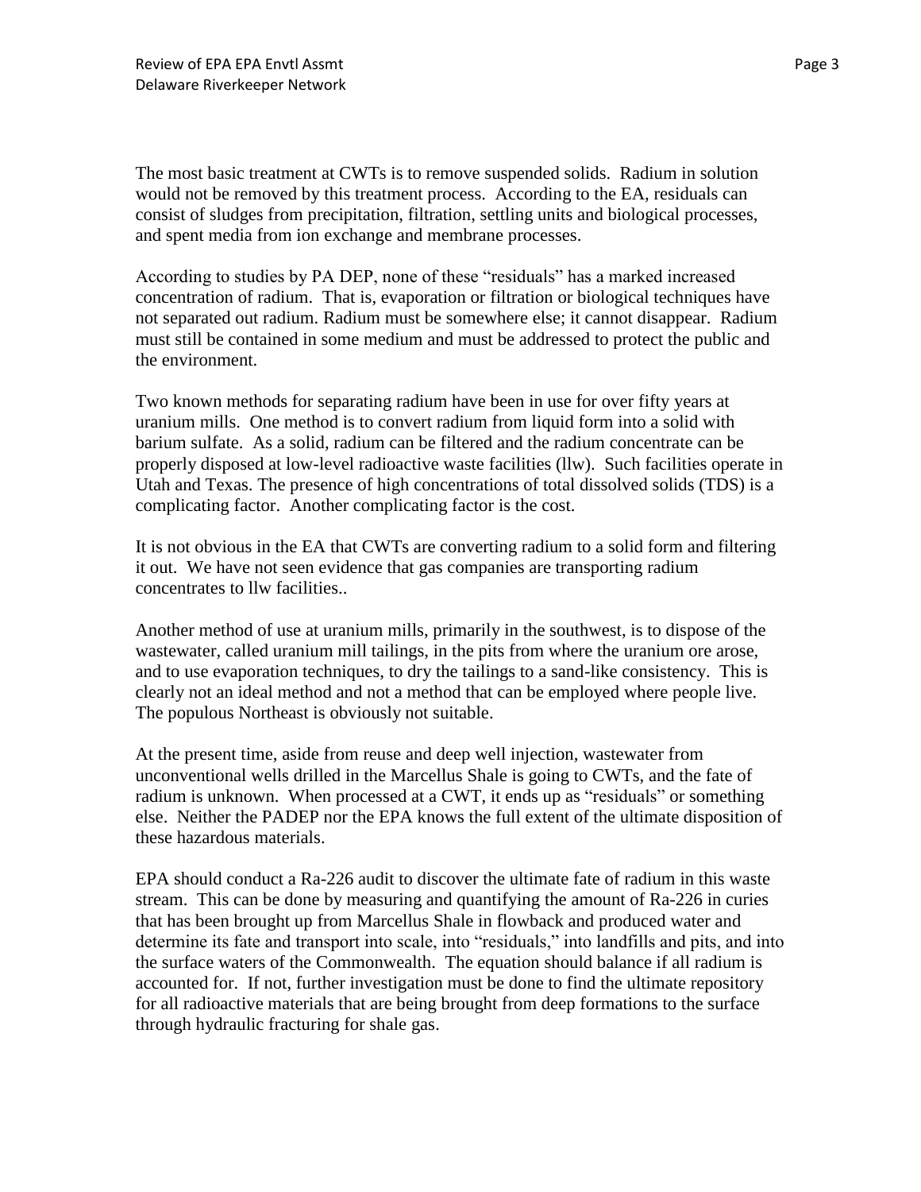The most basic treatment at CWTs is to remove suspended solids. Radium in solution would not be removed by this treatment process. According to the EA, residuals can consist of sludges from precipitation, filtration, settling units and biological processes, and spent media from ion exchange and membrane processes.

According to studies by PA DEP, none of these "residuals" has a marked increased concentration of radium. That is, evaporation or filtration or biological techniques have not separated out radium. Radium must be somewhere else; it cannot disappear. Radium must still be contained in some medium and must be addressed to protect the public and the environment.

Two known methods for separating radium have been in use for over fifty years at uranium mills. One method is to convert radium from liquid form into a solid with barium sulfate. As a solid, radium can be filtered and the radium concentrate can be properly disposed at low-level radioactive waste facilities (llw). Such facilities operate in Utah and Texas. The presence of high concentrations of total dissolved solids (TDS) is a complicating factor. Another complicating factor is the cost.

It is not obvious in the EA that CWTs are converting radium to a solid form and filtering it out. We have not seen evidence that gas companies are transporting radium concentrates to llw facilities..

Another method of use at uranium mills, primarily in the southwest, is to dispose of the wastewater, called uranium mill tailings, in the pits from where the uranium ore arose, and to use evaporation techniques, to dry the tailings to a sand-like consistency. This is clearly not an ideal method and not a method that can be employed where people live. The populous Northeast is obviously not suitable.

At the present time, aside from reuse and deep well injection, wastewater from unconventional wells drilled in the Marcellus Shale is going to CWTs, and the fate of radium is unknown. When processed at a CWT, it ends up as "residuals" or something else. Neither the PADEP nor the EPA knows the full extent of the ultimate disposition of these hazardous materials.

EPA should conduct a Ra-226 audit to discover the ultimate fate of radium in this waste stream. This can be done by measuring and quantifying the amount of Ra-226 in curies that has been brought up from Marcellus Shale in flowback and produced water and determine its fate and transport into scale, into "residuals," into landfills and pits, and into the surface waters of the Commonwealth. The equation should balance if all radium is accounted for. If not, further investigation must be done to find the ultimate repository for all radioactive materials that are being brought from deep formations to the surface through hydraulic fracturing for shale gas.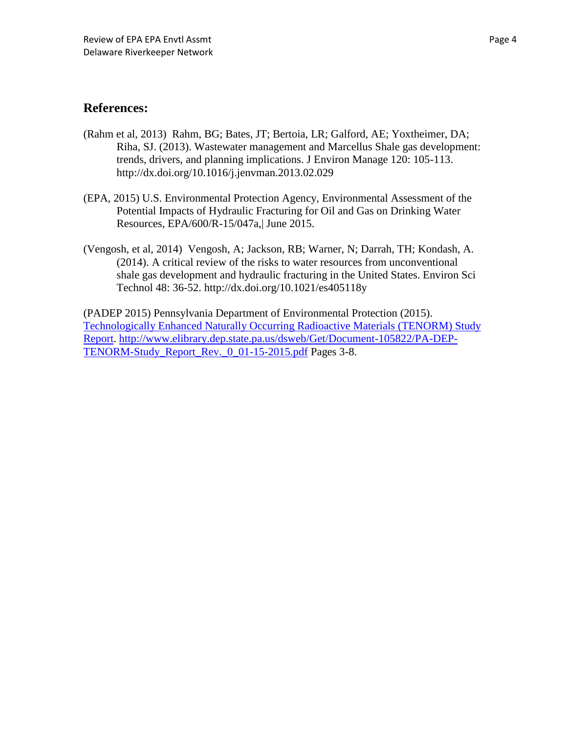## References:

(Rahm et al, 2013) Rahm, BG; Bates, JT; Bertoia, LR; Galford, AE; Yoxtheimer, DA; Riha, SJ. (2013). Wastewater management and Marcellus Shale gas development: trends, drivers, and planning implications. J Environ Manage 120: 105-113. http://dx.doi.org/10.1016/j.jenvman.2013.02.029

(EPA, 2015) U.S. Environmental Protection Agency, Environmental Assessment of the Potential Impacts of Hydraulic Fracturing for Oil and Gas on Drinking Water Resources, EPA/600/R-15/047a,| June 2015.

(Vengosh, et al, 2014) Vengosh, A; Jackson, RB; Warner, N; Darrah, TH; Kondash, A. (2014). A critical review of the risks to water resources from unconventional shale gas development and hydraulic fracturing in the United States. Environ Sci Technol 48: 36-52. http://dx.doi.org/10.1021/es405118y

(PADEP 2015) Pennsylvania Department of Environmental Protection (2015). [Technologically Enhanced Naturally Occurring Radioactive Materials (TENORM) Study Report](http://www.elibrary.dep.state.pa.us/dsweb/Get/Document-105822/PA-DEP-TENORM-Study_Report_Rev._0_01-15-2015.pdf). http://www.elibrary.dep.state.pa.us/dsweb/Get/Document-105822/PA-DEP-TENORM-Study_Report_Rev._0_01-15-2015.pdf Pages 3-8.